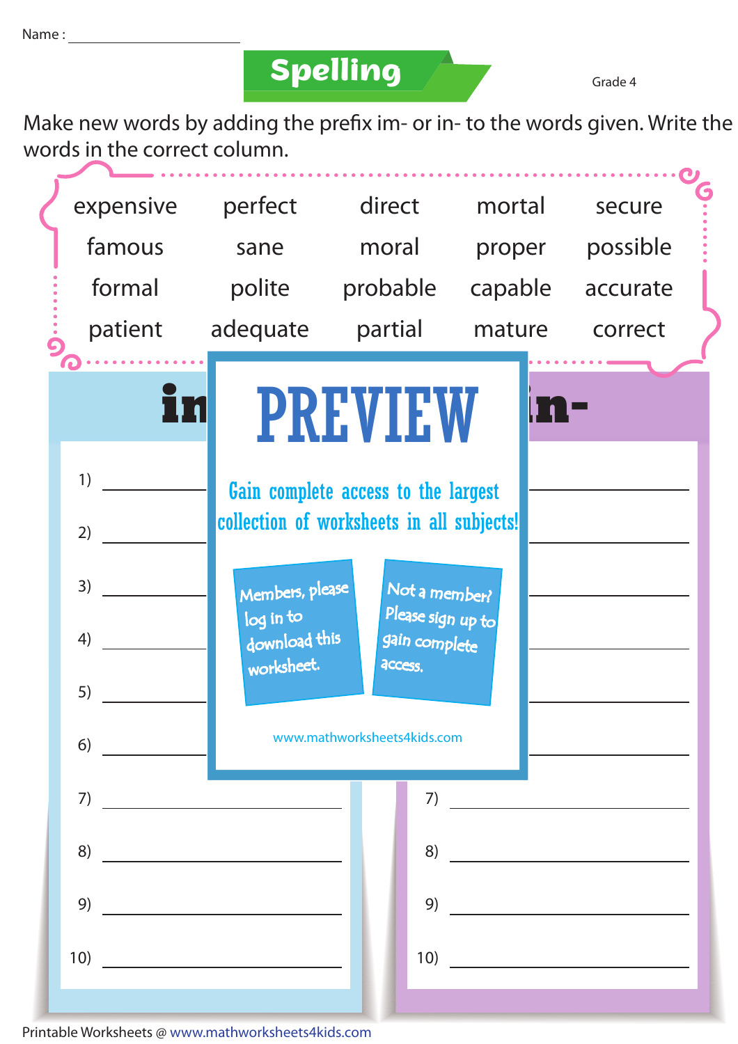Name : ____________________

# Spelling

Grade 4

Make new words by adding the prefix im- or in- to the words given. Write the words in the correct column.

| | | | | |
|---|---|---|---|---|
| expensive | perfect | direct | mortal | secure |
| famous | sane | moral | proper | possible |
| formal | polite | probable | capable | accurate |
| patient | adequate | partial | mature | correct |

## in

1) ____________________

2) ____________________

3) ____________________

4) ____________________

5) ____________________

6) ____________________

7) ____________________

8) ____________________

9) ____________________

10) ____________________

## im-

7) ____________________

8) ____________________

9) ____________________

10) ____________________

# PREVIEW

Gain complete access to the largest collection of worksheets in all subjects!

Members, please log in to download this worksheet.

Not a member? Please sign up to gain complete access.

www.mathworksheets4kids.com

Printable Worksheets @ www.mathworksheets4kids.com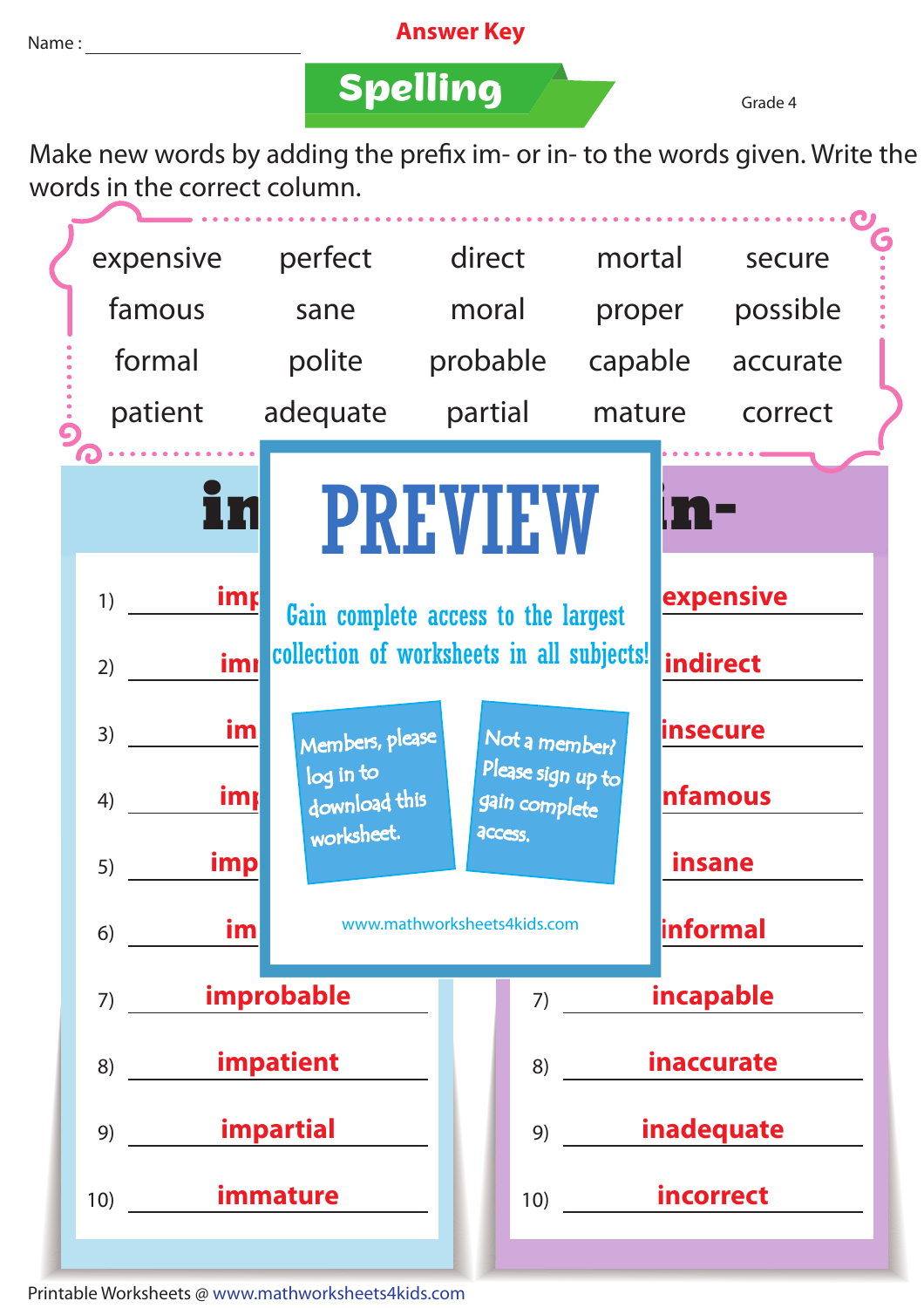Name : ____________________

**Answer Key**

# Spelling

Grade 4

Make new words by adding the prefix im- or in- to the words given. Write the words in the correct column.

| | | | | |
|---|---|---|---|---|
| expensive | perfect | direct | mortal | secure |
| famous | sane | moral | proper | possible |
| formal | polite | probable | capable | accurate |
| patient | adequate | partial | mature | correct |

| | in | | n- |
|---|---|---|---|
| 1) | imp | 1) | expensive |
| 2) | imr | 2) | indirect |
| 3) | im | 3) | insecure |
| 4) | imp | 4) | nfamous |
| 5) | imp | 5) | insane |
| 6) | im | 6) | informal |
| 7) | improbable | 7) | incapable |
| 8) | impatient | 8) | inaccurate |
| 9) | impartial | 9) | inadequate |
| 10) | immature | 10) | incorrect |

**PREVIEW**

Gain complete access to the largest collection of worksheets in all subjects!

Members, please log in to download this worksheet.

Not a member? Please sign up to gain complete access.

www.mathworksheets4kids.com

Printable Worksheets @ www.mathworksheets4kids.com